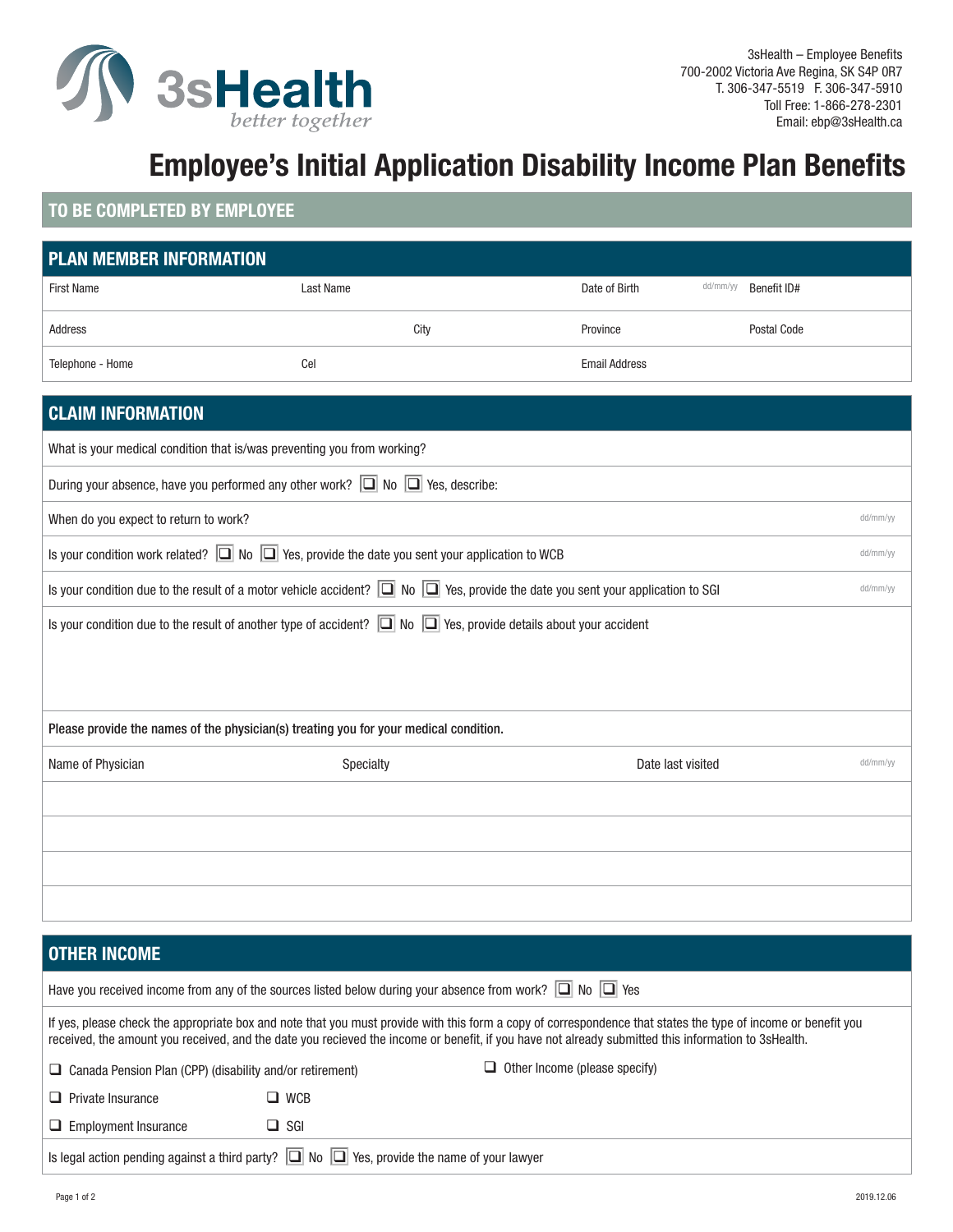3sHealth
*better together*

3sHealth – Employee Benefits
700-2002 Victoria Ave Regina, SK S4P 0R7
T. 306-347-5519 F. 306-347-5910
Toll Free: 1-866-278-2301
Email: ebp@3sHealth.ca

# Employee's Initial Application Disability Income Plan Benefits

## TO BE COMPLETED BY EMPLOYEE

## PLAN MEMBER INFORMATION

| First Name | Last Name | Date of Birth dd/mm/yy | Benefit ID# |
|---|---|---|---|
| Address | City | Province | Postal Code |
| Telephone - Home | Cel | Email Address | |

## CLAIM INFORMATION

What is your medical condition that is/was preventing you from working?

During your absence, have you performed any other work? ❑ No ❑ Yes, describe:

When do you expect to return to work? dd/mm/yy

Is your condition work related? ❑ No ❑ Yes, provide the date you sent your application to WCB dd/mm/yy

Is your condition due to the result of a motor vehicle accident? ❑ No ❑ Yes, provide the date you sent your application to SGI dd/mm/yy

Is your condition due to the result of another type of accident? ❑ No ❑ Yes, provide details about your accident

**Please provide the names of the physician(s) treating you for your medical condition.**

| Name of Physician | Specialty | Date last visited dd/mm/yy |
|---|---|---|
| | | |
| | | |
| | | |
| | | |

## OTHER INCOME

Have you received income from any of the sources listed below during your absence from work? ❑ No ❑ Yes

If yes, please check the appropriate box and note that you must provide with this form a copy of correspondence that states the type of income or benefit you received, the amount you received, and the date you recieved the income or benefit, if you have not already submitted this information to 3sHealth.

- ❑ Canada Pension Plan (CPP) (disability and/or retirement)
- ❑ Other Income (please specify)
- ❑ Private Insurance
- ❑ WCB
- ❑ Employment Insurance
- ❑ SGI

Is legal action pending against a third party? ❑ No ❑ Yes, provide the name of your lawyer

2019.12.06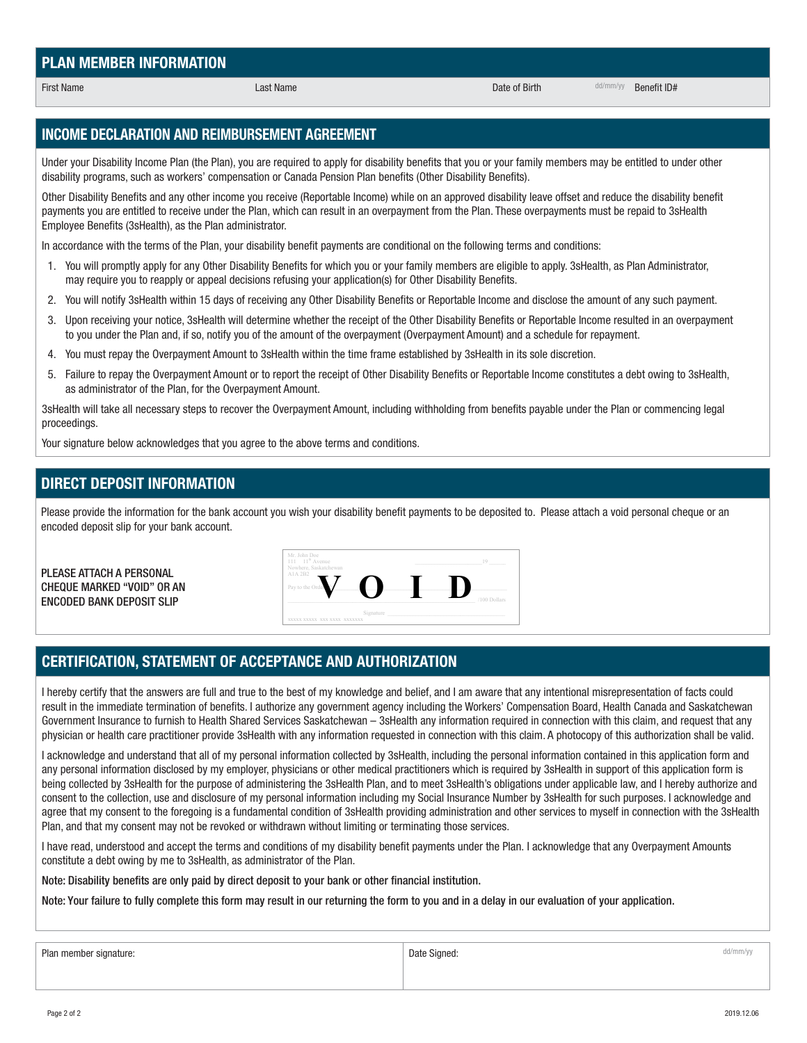## PLAN MEMBER INFORMATION

| First Name | Last Name | Date of Birth dd/mm/yy | Benefit ID# |
|---|---|---|---|
| | | | |

## INCOME DECLARATION AND REIMBURSEMENT AGREEMENT

Under your Disability Income Plan (the Plan), you are required to apply for disability benefits that you or your family members may be entitled to under other disability programs, such as workers' compensation or Canada Pension Plan benefits (Other Disability Benefits).

Other Disability Benefits and any other income you receive (Reportable Income) while on an approved disability leave offset and reduce the disability benefit payments you are entitled to receive under the Plan, which can result in an overpayment from the Plan. These overpayments must be repaid to 3sHealth Employee Benefits (3sHealth), as the Plan administrator.

In accordance with the terms of the Plan, your disability benefit payments are conditional on the following terms and conditions:

1. You will promptly apply for any Other Disability Benefits for which you or your family members are eligible to apply. 3sHealth, as Plan Administrator, may require you to reapply or appeal decisions refusing your application(s) for Other Disability Benefits.
2. You will notify 3sHealth within 15 days of receiving any Other Disability Benefits or Reportable Income and disclose the amount of any such payment.
3. Upon receiving your notice, 3sHealth will determine whether the receipt of the Other Disability Benefits or Reportable Income resulted in an overpayment to you under the Plan and, if so, notify you of the amount of the overpayment (Overpayment Amount) and a schedule for repayment.
4. You must repay the Overpayment Amount to 3sHealth within the time frame established by 3sHealth in its sole discretion.
5. Failure to repay the Overpayment Amount or to report the receipt of Other Disability Benefits or Reportable Income constitutes a debt owing to 3sHealth, as administrator of the Plan, for the Overpayment Amount.

3sHealth will take all necessary steps to recover the Overpayment Amount, including withholding from benefits payable under the Plan or commencing legal proceedings.

Your signature below acknowledges that you agree to the above terms and conditions.

## DIRECT DEPOSIT INFORMATION

Please provide the information for the bank account you wish your disability benefit payments to be deposited to. Please attach a void personal cheque or an encoded deposit slip for your bank account.

PLEASE ATTACH A PERSONAL CHEQUE MARKED "VOID" OR AN ENCODED BANK DEPOSIT SLIP

Mr. John Doe
111 11th Avenue
Nowhere, Saskatchewan
A1A 2B2

19

Pay to the Order of

VOID

/100 Dollars

Signature

xxxxx xxxxx xxx xxxx xxxxxxx

## CERTIFICATION, STATEMENT OF ACCEPTANCE AND AUTHORIZATION

I hereby certify that the answers are full and true to the best of my knowledge and belief, and I am aware that any intentional misrepresentation of facts could result in the immediate termination of benefits. I authorize any government agency including the Workers' Compensation Board, Health Canada and Saskatchewan Government Insurance to furnish to Health Shared Services Saskatchewan – 3sHealth any information required in connection with this claim, and request that any physician or health care practitioner provide 3sHealth with any information requested in connection with this claim. A photocopy of this authorization shall be valid.

I acknowledge and understand that all of my personal information collected by 3sHealth, including the personal information contained in this application form and any personal information disclosed by my employer, physicians or other medical practitioners which is required by 3sHealth in support of this application form is being collected by 3sHealth for the purpose of administering the 3sHealth Plan, and to meet 3sHealth's obligations under applicable law, and I hereby authorize and consent to the collection, use and disclosure of my personal information including my Social Insurance Number by 3sHealth for such purposes. I acknowledge and agree that my consent to the foregoing is a fundamental condition of 3sHealth providing administration and other services to myself in connection with the 3sHealth Plan, and that my consent may not be revoked or withdrawn without limiting or terminating those services.

I have read, understood and accept the terms and conditions of my disability benefit payments under the Plan. I acknowledge that any Overpayment Amounts constitute a debt owing by me to 3sHealth, as administrator of the Plan.

Note: Disability benefits are only paid by direct deposit to your bank or other financial institution.

Note: Your failure to fully complete this form may result in our returning the form to you and in a delay in our evaluation of your application.

| Plan member signature: | Date Signed: dd/mm/yy |
|---|---|
| | |

2019.12.06